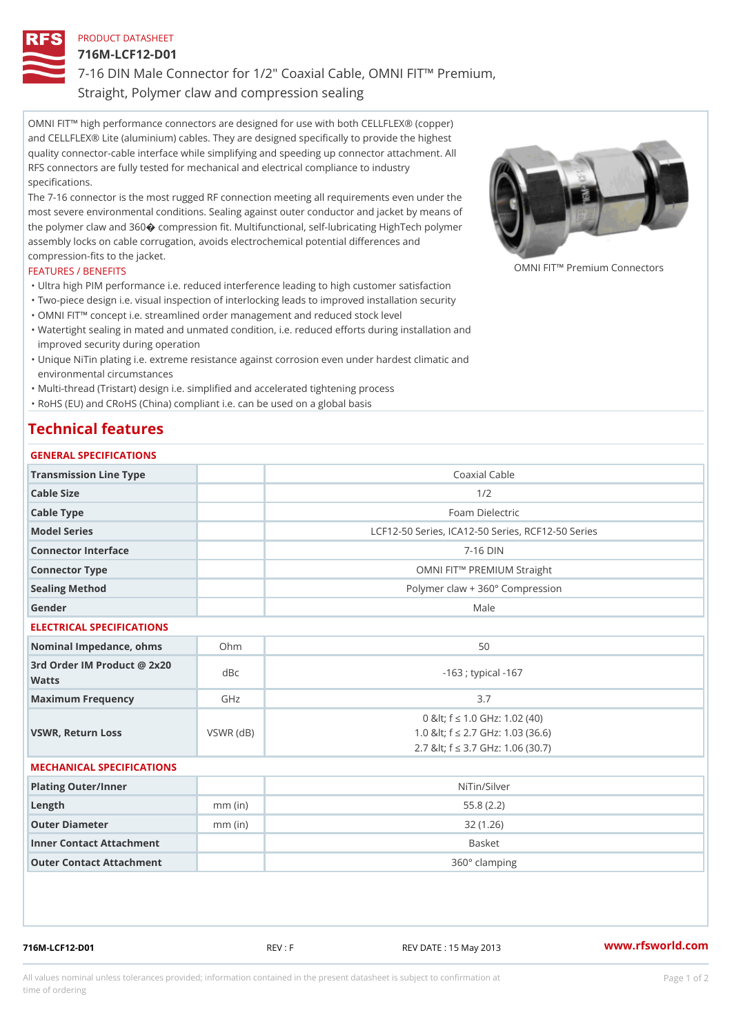PRODUCT DATASHEET

# 716M-LCF12-D01

7-16 DIN Male Connector for 1/2" Coaxial Cable, OMNI FIT™ Premium, Straight, Polymer claw and compression sealing

OMNI FIT™ high performance connectors are designed for use with both CELLFLEX® (copper) and CELLFLEX® Lite (aluminium) cables. They are designed specifically to provide the highest quality connector-cable interface while simplifying and speeding up connector attachment. All RFS connectors are fully tested for mechanical and electrical compliance to industry specifications.

The 7-16 connector is the most rugged RF connection meeting all requirements even under the most severe environmental conditions. Sealing against outer conductor and jacket by means of the polymer claw and 360� compression fit. Multifunctional, self-lubricating HighTech polymer assembly locks on cable corrugation, avoids electrochemical potential differences and compression-fits to the jacket.

OMNI FIT™ Premium Connectors

FEATURES / BENEFITS

- Ultra high PIM performance i.e. reduced interference leading to high customer satisfaction
- Two-piece design i.e. visual inspection of interlocking leads to improved installation security
- OMNI FIT™ concept i.e. streamlined order management and reduced stock level
- Watertight sealing in mated and unmated condition, i.e. reduced efforts during installation and improved security during operation
- Unique NiTin plating i.e. extreme resistance against corrosion even under hardest climatic and environmental circumstances
- Multi-thread (Tristart) design i.e. simplified and accelerated tightening process
- RoHS (EU) and CRoHS (China) compliant i.e. can be used on a global basis

## Technical features

### GENERAL SPECIFICATIONS

| | | |
|---|---|---|
| Transmission Line Type | | Coaxial Cable |
| Cable Size | | 1/2 |
| Cable Type | | Foam Dielectric |
| Model Series | | LCF12-50 Series, ICA12-50 Series, RCF12-50 Series |
| Connector Interface | | 7-16 DIN |
| Connector Type | | OMNI FIT™ PREMIUM Straight |
| Sealing Method | | Polymer claw + 360° Compression |
| Gender | | Male |

### ELECTRICAL SPECIFICATIONS

| | | |
|---|---|---|
| Nominal Impedance, ohms | Ohm | 50 |
| 3rd Order IM Product @ 2x20 Watts | dBc | -163 ; typical -167 |
| Maximum Frequency | GHz | 3.7 |
| VSWR, Return Loss | VSWR (dB) | 0 &lt; f ≤ 1.0 GHz: 1.02 (40)<br>1.0 &lt; f ≤ 2.7 GHz: 1.03 (36.6)<br>2.7 &lt; f ≤ 3.7 GHz: 1.06 (30.7) |

### MECHANICAL SPECIFICATIONS

| | | |
|---|---|---|
| Plating Outer/Inner | | NiTin/Silver |
| Length | mm (in) | 55.8 (2.2) |
| Outer Diameter | mm (in) | 32 (1.26) |
| Inner Contact Attachment | | Basket |
| Outer Contact Attachment | | 360° clamping |

716M-LCF12-D01 REV : F REV DATE : 15 May 2013 www.rfsworld.com

All values nominal unless tolerances provided; information contained in the present datasheet is subject to confirmation at time of ordering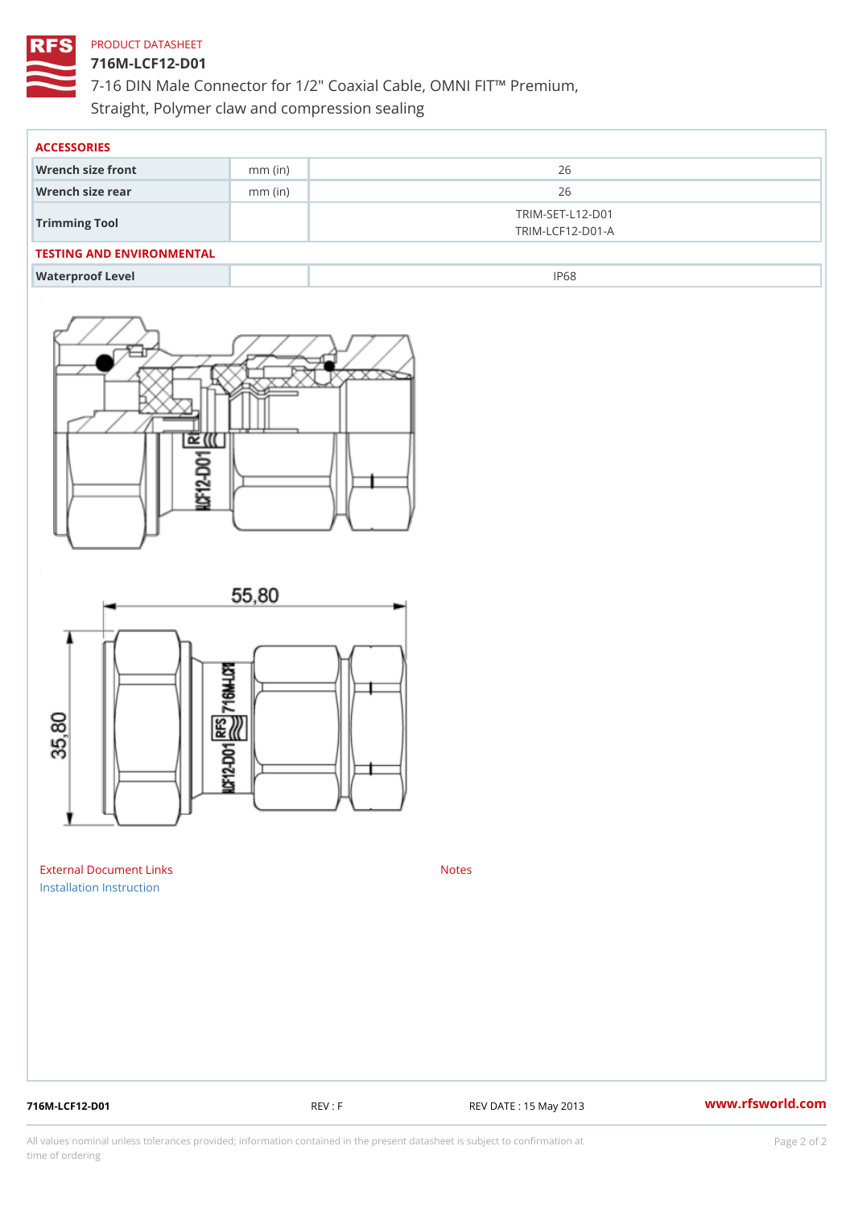PRODUCT DATASHEET

# 716M-LCF12-D01

7-16 DIN Male Connector for 1/2" Coaxial Cable, OMNI FIT™ Premium, Straight, Polymer claw and compression sealing

## ACCESSORIES

| | | |
|---|---|---|
| Wrench size front | mm (in) | 26 |
| Wrench size rear | mm (in) | 26 |
| Trimming Tool | | TRIM-SET-L12-D01<br>TRIM-LCF12-D01-A |

## TESTING AND ENVIRONMENTAL

| | | |
|---|---|---|
| Waterproof Level | | IP68 |

55,80

35,80

External Document Links

Installation Instruction

Notes

716M-LCF12-D01 REV : F REV DATE : 15 May 2013 www.rfsworld.com

All values nominal unless tolerances provided; information contained in the present datasheet is subject to confirmation at time of ordering